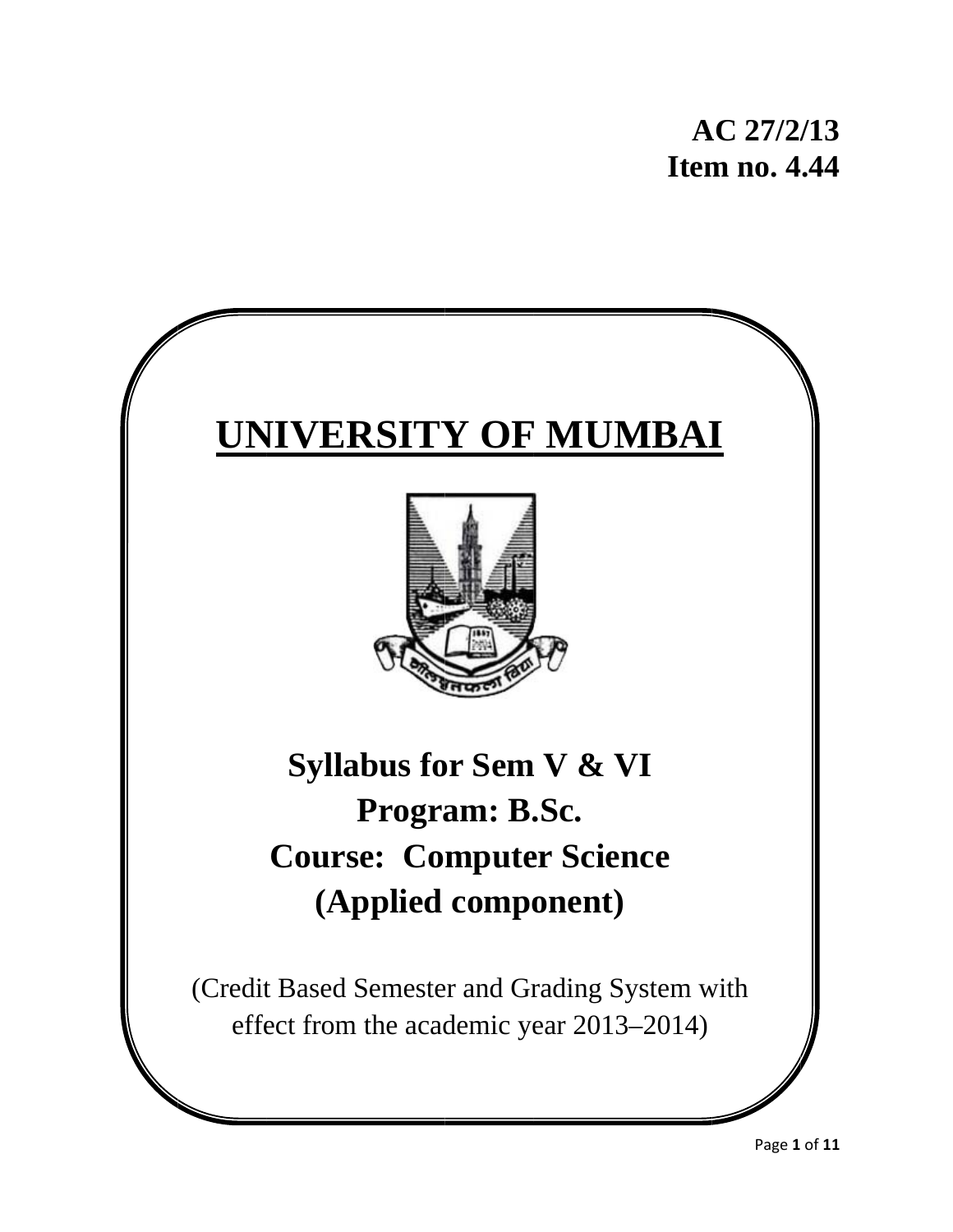**AC 27/2/13**
**Item no. 4.44**

# UNIVERSITY OF MUMBAI

## Syllabus for Sem V & VI

## Program: B.Sc.

## Course: Computer Science

## (Applied component)

(Credit Based Semester and Grading System with effect from the academic year 2013–2014)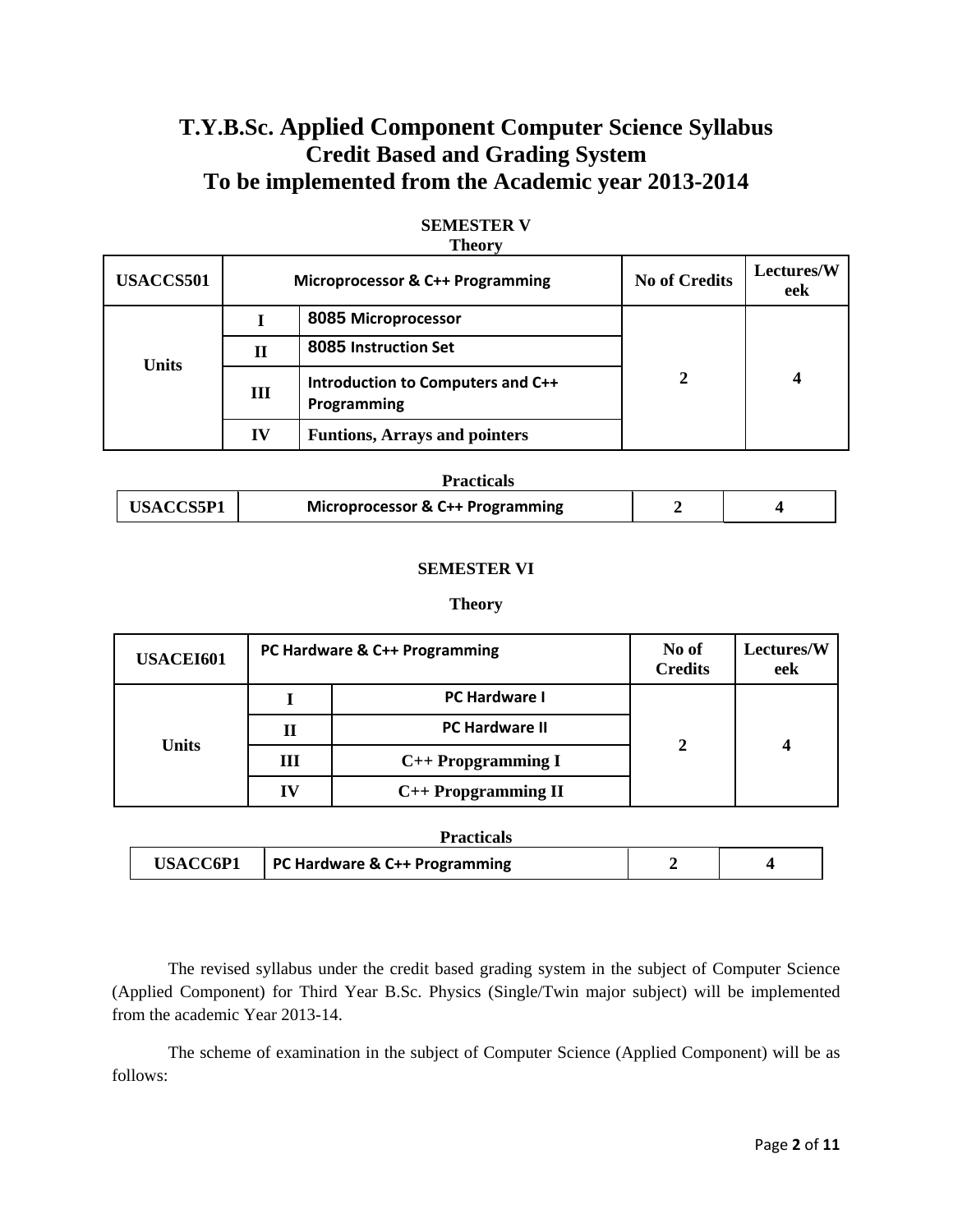# T.Y.B.Sc. Applied Component Computer Science Syllabus
## Credit Based and Grading System
## To be implemented from the Academic year 2013-2014

**SEMESTER V**

**Theory**

| USACCS501 | Microprocessor & C++ Programming | | No of Credits | Lectures/Week |
|---|---|---|---|---|
| Units | I | 8085 Microprocessor | 2 | 4 |
| | II | 8085 Instruction Set | | |
| | III | Introduction to Computers and C++ Programming | | |
| | IV | Funtions, Arrays and pointers | | |

**Practicals**

| USACCS5P1 | Microprocessor & C++ Programming | 2 | 4 |
|---|---|---|---|

**SEMESTER VI**

**Theory**

| USACEI601 | PC Hardware & C++ Programming | | No of Credits | Lectures/Week |
|---|---|---|---|---|
| Units | I | PC Hardware I | 2 | 4 |
| | II | PC Hardware II | | |
| | III | C++ Propgramming I | | |
| | IV | C++ Propgramming II | | |

**Practicals**

| USACC6P1 | PC Hardware & C++ Programming | 2 | 4 |
|---|---|---|---|

The revised syllabus under the credit based grading system in the subject of Computer Science (Applied Component) for Third Year B.Sc. Physics (Single/Twin major subject) will be implemented from the academic Year 2013-14.

The scheme of examination in the subject of Computer Science (Applied Component) will be as follows: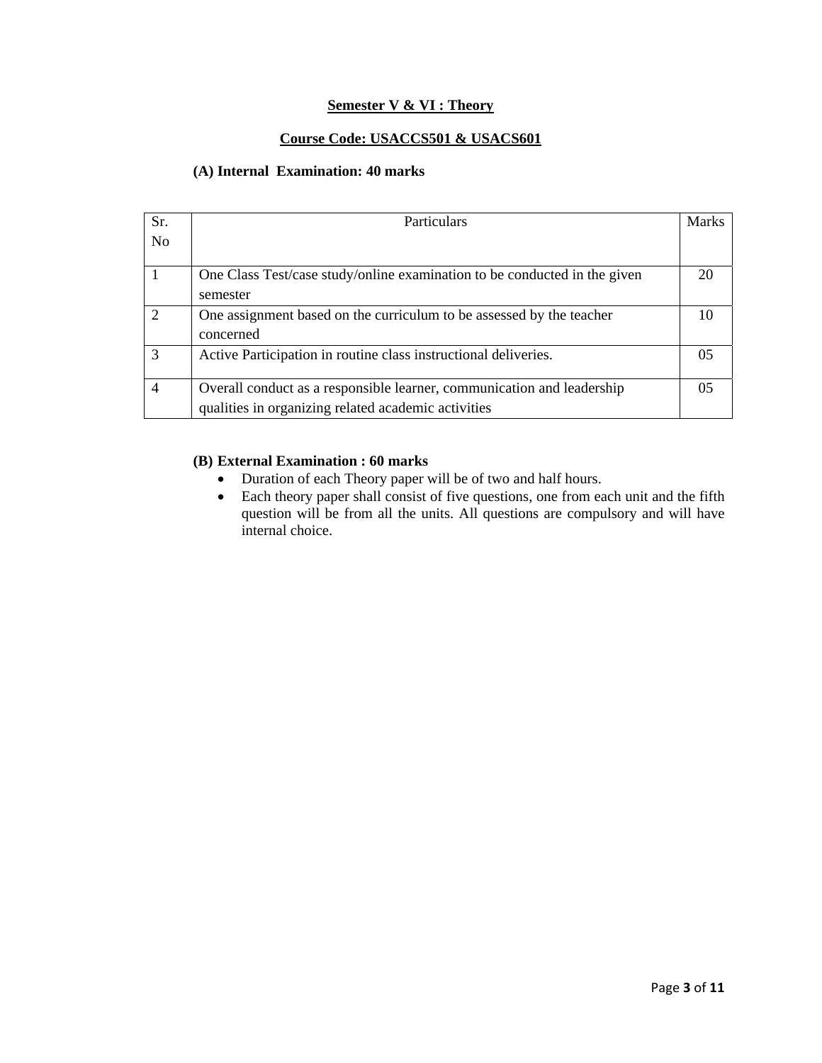## Semester V & VI : Theory

## Course Code: USACCS501 & USACS601

**(A) Internal Examination: 40 marks**

| Sr. No | Particulars | Marks |
|---|---|---|
| 1 | One Class Test/case study/online examination to be conducted in the given semester | 20 |
| 2 | One assignment based on the curriculum to be assessed by the teacher concerned | 10 |
| 3 | Active Participation in routine class instructional deliveries. | 05 |
| 4 | Overall conduct as a responsible learner, communication and leadership qualities in organizing related academic activities | 05 |

**(B) External Examination : 60 marks**

- Duration of each Theory paper will be of two and half hours.
- Each theory paper shall consist of five questions, one from each unit and the fifth question will be from all the units. All questions are compulsory and will have internal choice.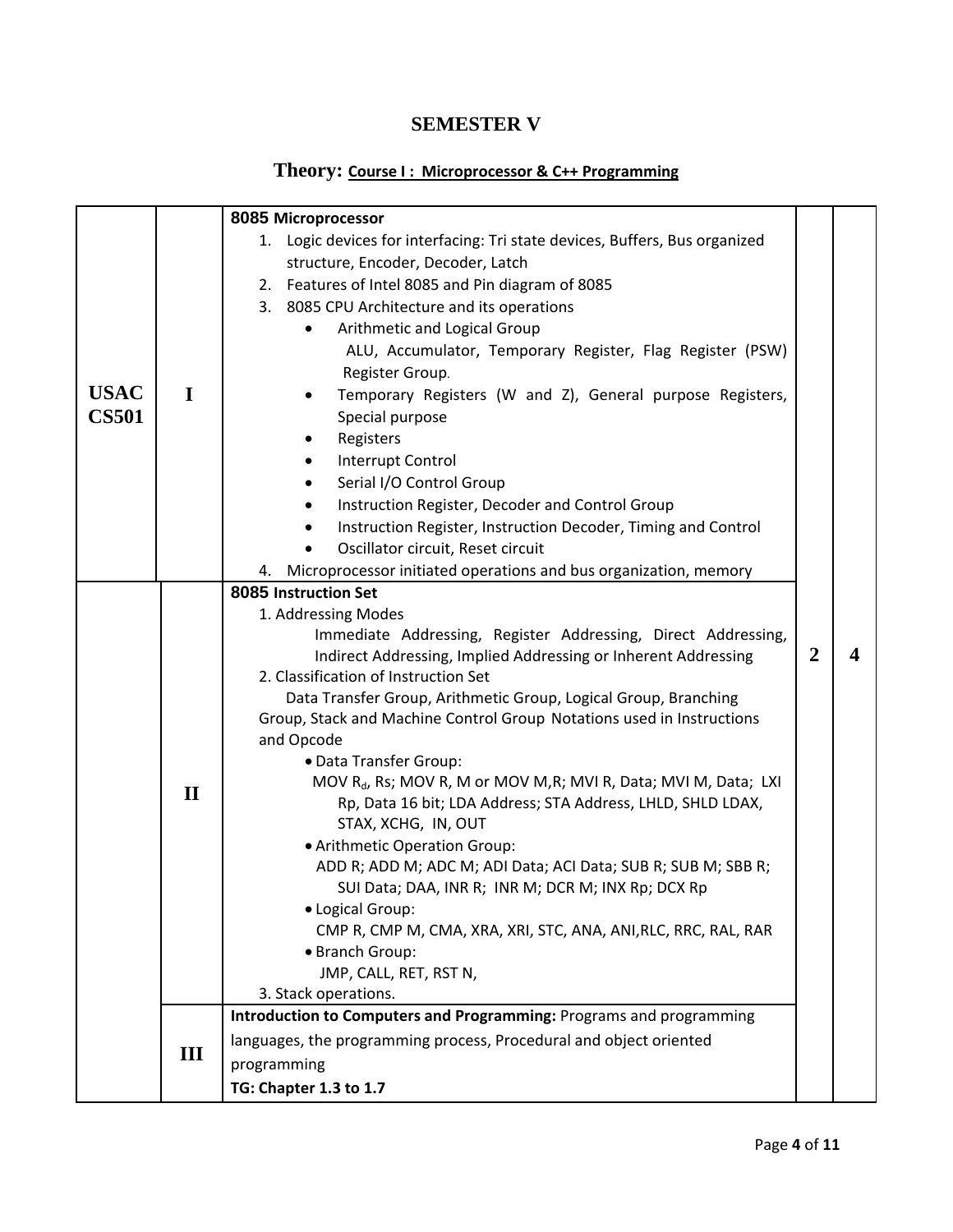# SEMESTER V

## Theory: Course I : Microprocessor & C++ Programming

| Course Code | Unit | Topics | Credits | Lectures/Week |
|---|---|---|---|---|
| **USAC CS501** | **I** | **8085 Microprocessor**<br>1. Logic devices for interfacing: Tri state devices, Buffers, Bus organized structure, Encoder, Decoder, Latch<br>2. Features of Intel 8085 and Pin diagram of 8085<br>3. 8085 CPU Architecture and its operations<br>• Arithmetic and Logical Group<br>ALU, Accumulator, Temporary Register, Flag Register (PSW) Register Group.<br>• Temporary Registers (W and Z), General purpose Registers, Special purpose<br>• Registers<br>• Interrupt Control<br>• Serial I/O Control Group<br>• Instruction Register, Decoder and Control Group<br>• Instruction Register, Instruction Decoder, Timing and Control<br>• Oscillator circuit, Reset circuit<br>4. Microprocessor initiated operations and bus organization, memory | **2** | **4** |
| | **II** | **8085 Instruction Set**<br>1. Addressing Modes<br>Immediate Addressing, Register Addressing, Direct Addressing, Indirect Addressing, Implied Addressing or Inherent Addressing<br>2. Classification of Instruction Set<br>Data Transfer Group, Arithmetic Group, Logical Group, Branching Group, Stack and Machine Control Group Notations used in Instructions and Opcode<br>• Data Transfer Group:<br>MOV $R_d$, Rs; MOV R, M or MOV M,R; MVI R, Data; MVI M, Data; LXI Rp, Data 16 bit; LDA Address; STA Address, LHLD, SHLD LDAX, STAX, XCHG, IN, OUT<br>• Arithmetic Operation Group:<br>ADD R; ADD M; ADC M; ADI Data; ACI Data; SUB R; SUB M; SBB R; SUI Data; DAA, INR R; INR M; DCR M; INX Rp; DCX Rp<br>• Logical Group:<br>CMP R, CMP M, CMA, XRA, XRI, STC, ANA, ANI,RLC, RRC, RAL, RAR<br>• Branch Group:<br>JMP, CALL, RET, RST N,<br>3. Stack operations. | | |
| | **III** | **Introduction to Computers and Programming:** Programs and programming languages, the programming process, Procedural and object oriented programming<br>**TG: Chapter 1.3 to 1.7** | | |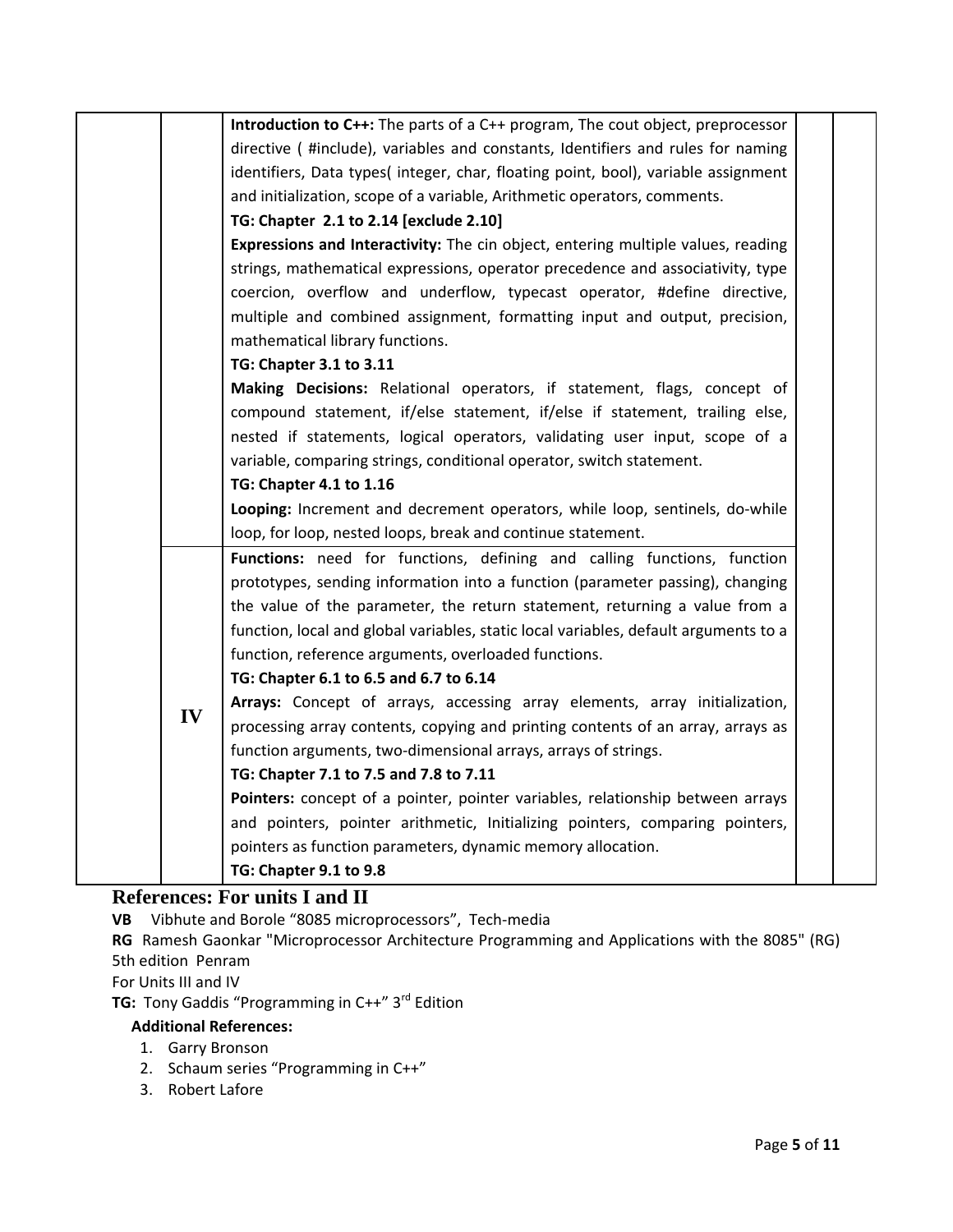|  |  |  |  |  |
|---|---|---|---|---|
|  |  | **Introduction to C++:** The parts of a C++ program, The cout object, preprocessor directive ( #include), variables and constants, Identifiers and rules for naming identifiers, Data types( integer, char, floating point, bool), variable assignment and initialization, scope of a variable, Arithmetic operators, comments.<br>**TG: Chapter 2.1 to 2.14 [exclude 2.10]**<br>**Expressions and Interactivity:** The cin object, entering multiple values, reading strings, mathematical expressions, operator precedence and associativity, type coercion, overflow and underflow, typecast operator, #define directive, multiple and combined assignment, formatting input and output, precision, mathematical library functions.<br>**TG: Chapter 3.1 to 3.11**<br>**Making Decisions:** Relational operators, if statement, flags, concept of compound statement, if/else statement, if/else if statement, trailing else, nested if statements, logical operators, validating user input, scope of a variable, comparing strings, conditional operator, switch statement.<br>**TG: Chapter 4.1 to 1.16**<br>**Looping:** Increment and decrement operators, while loop, sentinels, do-while loop, for loop, nested loops, break and continue statement. |  |  |
|  | **IV** | **Functions:** need for functions, defining and calling functions, function prototypes, sending information into a function (parameter passing), changing the value of the parameter, the return statement, returning a value from a function, local and global variables, static local variables, default arguments to a function, reference arguments, overloaded functions.<br>**TG: Chapter 6.1 to 6.5 and 6.7 to 6.14**<br>**Arrays:** Concept of arrays, accessing array elements, array initialization, processing array contents, copying and printing contents of an array, arrays as function arguments, two-dimensional arrays, arrays of strings.<br>**TG: Chapter 7.1 to 7.5 and 7.8 to 7.11**<br>**Pointers:** concept of a pointer, pointer variables, relationship between arrays and pointers, pointer arithmetic, Initializing pointers, comparing pointers, pointers as function parameters, dynamic memory allocation.<br>**TG: Chapter 9.1 to 9.8** |  |  |

## References: For units I and II

**VB** Vibhute and Borole "8085 microprocessors", Tech-media

**RG** Ramesh Gaonkar "Microprocessor Architecture Programming and Applications with the 8085" (RG) 5th edition Penram

For Units III and IV

**TG:** Tony Gaddis "Programming in C++" 3rd Edition

**Additional References:**

1. Garry Bronson
2. Schaum series "Programming in C++"
3. Robert Lafore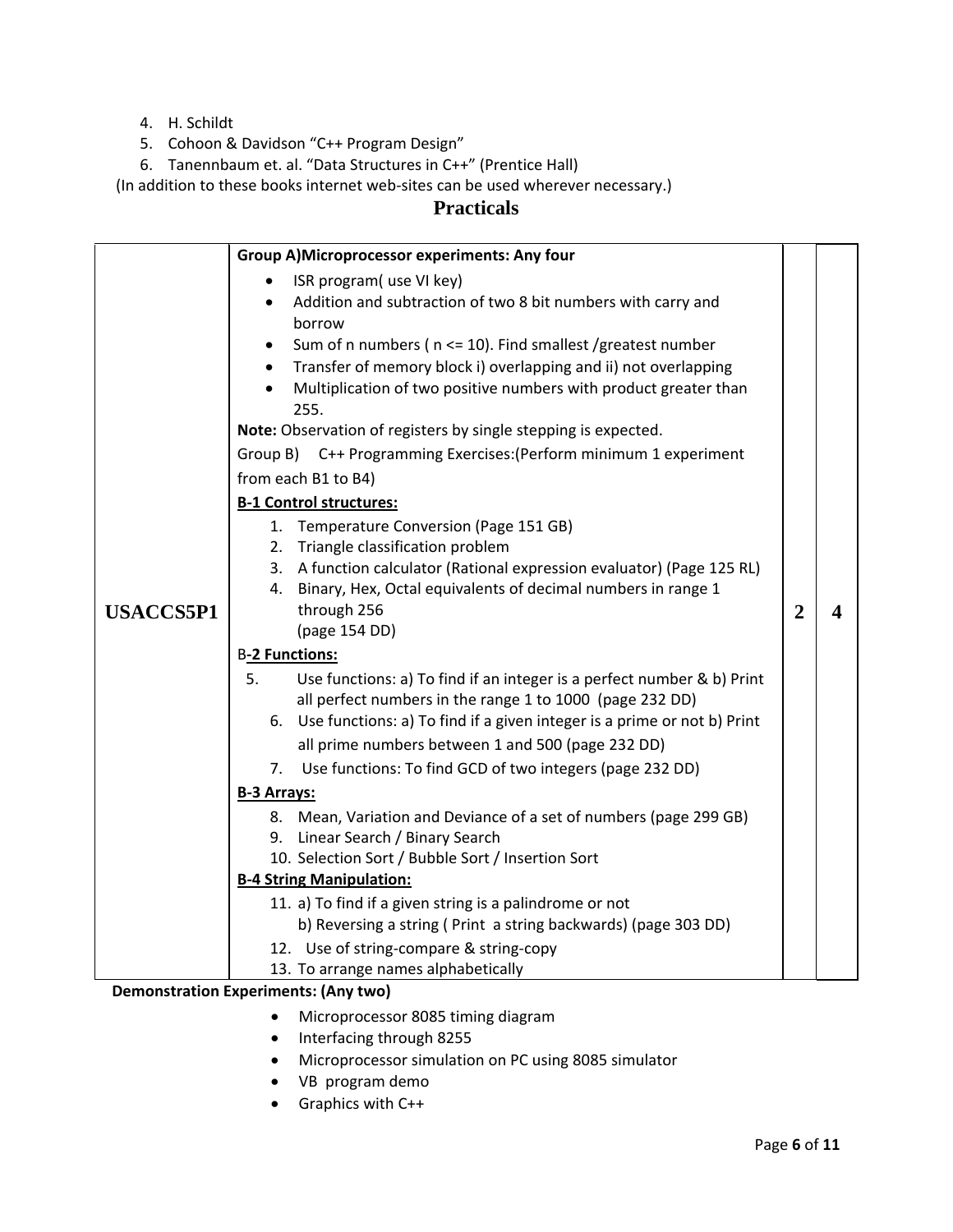4. H. Schildt
5. Cohoon & Davidson "C++ Program Design"
6. Tanennbaum et. al. "Data Structures in C++" (Prentice Hall)

(In addition to these books internet web-sites can be used wherever necessary.)

## Practicals

| | | | |
|---|---|---|---|
| **USACCS5P1** | **Group A)Microprocessor experiments: Any four**<br>• ISR program( use VI key)<br>• Addition and subtraction of two 8 bit numbers with carry and borrow<br>• Sum of n numbers ( n <= 10). Find smallest /greatest number<br>• Transfer of memory block i) overlapping and ii) not overlapping<br>• Multiplication of two positive numbers with product greater than 255.<br>**Note:** Observation of registers by single stepping is expected.<br>Group B) C++ Programming Exercises:(Perform minimum 1 experiment from each B1 to B4)<br>**B-1 Control structures:**<br>1. Temperature Conversion (Page 151 GB)<br>2. Triangle classification problem<br>3. A function calculator (Rational expression evaluator) (Page 125 RL)<br>4. Binary, Hex, Octal equivalents of decimal numbers in range 1 through 256 (page 154 DD)<br>**B-2 Functions:**<br>5. Use functions: a) To find if an integer is a perfect number & b) Print all perfect numbers in the range 1 to 1000 (page 232 DD)<br>6. Use functions: a) To find if a given integer is a prime or not b) Print all prime numbers between 1 and 500 (page 232 DD)<br>7. Use functions: To find GCD of two integers (page 232 DD)<br>**B-3 Arrays:**<br>8. Mean, Variation and Deviance of a set of numbers (page 299 GB)<br>9. Linear Search / Binary Search<br>10. Selection Sort / Bubble Sort / Insertion Sort<br>**B-4 String Manipulation:**<br>11. a) To find if a given string is a palindrome or not<br>b) Reversing a string ( Print a string backwards) (page 303 DD)<br>12. Use of string-compare & string-copy<br>13. To arrange names alphabetically | **2** | **4** |

**Demonstration Experiments: (Any two)**

- Microprocessor 8085 timing diagram
- Interfacing through 8255
- Microprocessor simulation on PC using 8085 simulator
- VB program demo
- Graphics with C++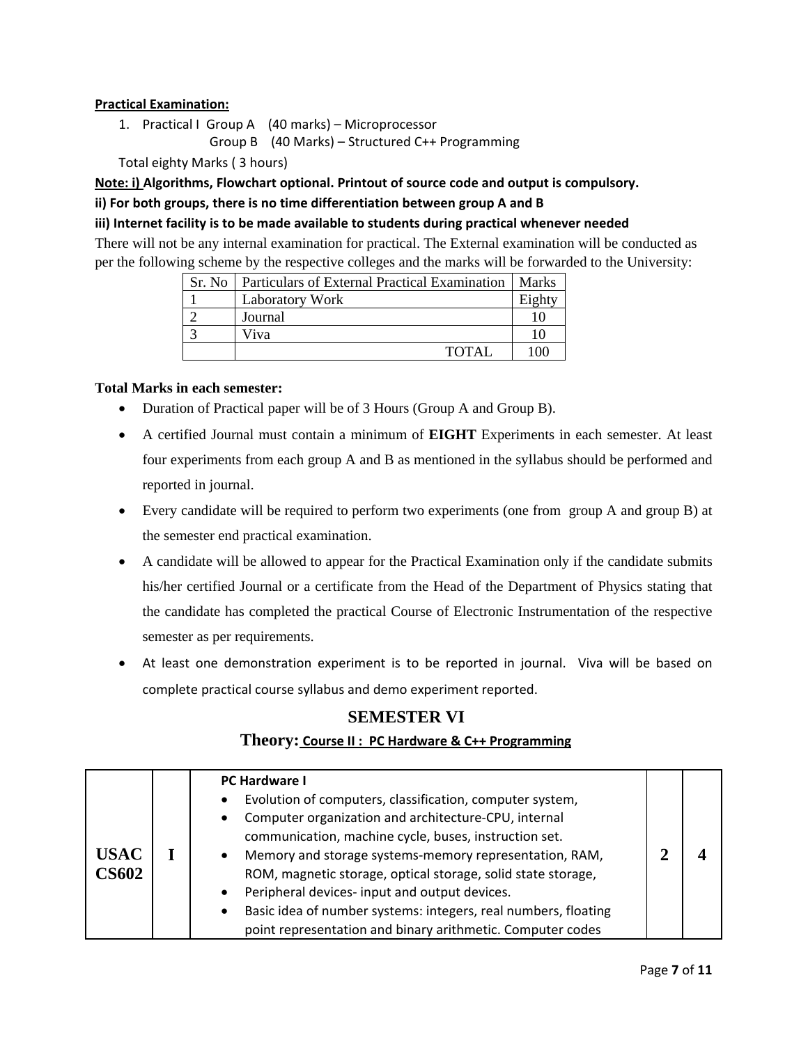**Practical Examination:**

1. Practical I Group A (40 marks) – Microprocessor
   Group B (40 Marks) – Structured C++ Programming

Total eighty Marks ( 3 hours)

**Note: i) Algorithms, Flowchart optional. Printout of source code and output is compulsory.**

**ii) For both groups, there is no time differentiation between group A and B**

**iii) Internet facility is to be made available to students during practical whenever needed**

There will not be any internal examination for practical. The External examination will be conducted as per the following scheme by the respective colleges and the marks will be forwarded to the University:

| Sr. No | Particulars of External Practical Examination | Marks |
|---|---|---|
| 1 | Laboratory Work | Eighty |
| 2 | Journal | 10 |
| 3 | Viva | 10 |
| | TOTAL | 100 |

**Total Marks in each semester:**

- Duration of Practical paper will be of 3 Hours (Group A and Group B).
- A certified Journal must contain a minimum of **EIGHT** Experiments in each semester. At least four experiments from each group A and B as mentioned in the syllabus should be performed and reported in journal.
- Every candidate will be required to perform two experiments (one from group A and group B) at the semester end practical examination.
- A candidate will be allowed to appear for the Practical Examination only if the candidate submits his/her certified Journal or a certificate from the Head of the Department of Physics stating that the candidate has completed the practical Course of Electronic Instrumentation of the respective semester as per requirements.
- At least one demonstration experiment is to be reported in journal. Viva will be based on complete practical course syllabus and demo experiment reported.

## SEMESTER VI

### Theory: Course II : PC Hardware & C++ Programming

| | | | | |
|---|---|---|---|---|
| **USAC CS602** | **I** | **PC Hardware I**<br>• Evolution of computers, classification, computer system,<br>• Computer organization and architecture-CPU, internal communication, machine cycle, buses, instruction set.<br>• Memory and storage systems-memory representation, RAM, ROM, magnetic storage, optical storage, solid state storage,<br>• Peripheral devices- input and output devices.<br>• Basic idea of number systems: integers, real numbers, floating point representation and binary arithmetic. Computer codes | **2** | **4** |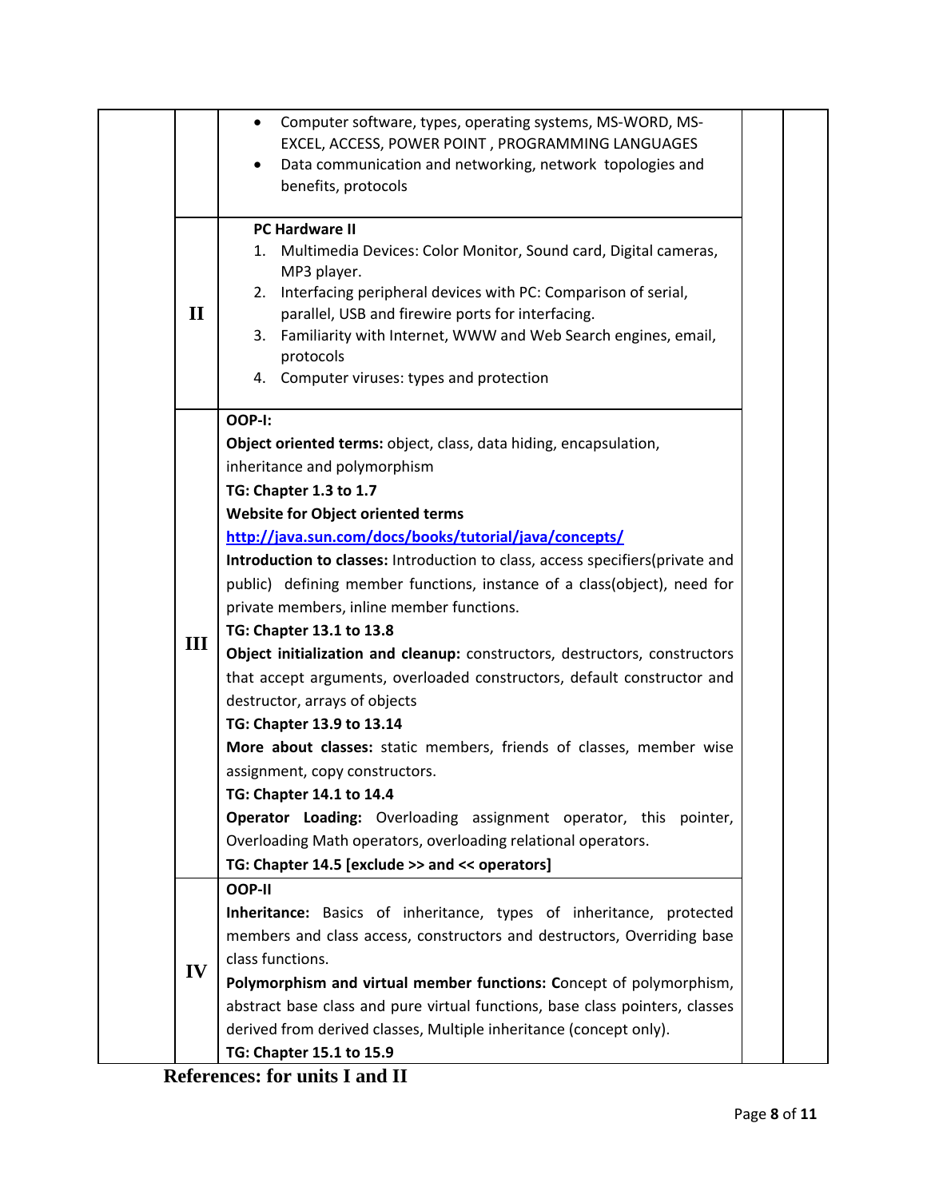| | | | | |
|---|---|---|---|---|
| | | • Computer software, types, operating systems, MS-WORD, MS-EXCEL, ACCESS, POWER POINT , PROGRAMMING LANGUAGES<br>• Data communication and networking, network topologies and benefits, protocols | | |
| | **II** | **PC Hardware II**<br>1. Multimedia Devices: Color Monitor, Sound card, Digital cameras, MP3 player.<br>2. Interfacing peripheral devices with PC: Comparison of serial, parallel, USB and firewire ports for interfacing.<br>3. Familiarity with Internet, WWW and Web Search engines, email, protocols<br>4. Computer viruses: types and protection | | |
| | **III** | **OOP-I:**<br>**Object oriented terms:** object, class, data hiding, encapsulation, inheritance and polymorphism<br>**TG: Chapter 1.3 to 1.7**<br>**Website for Object oriented terms**<br>**http://java.sun.com/docs/books/tutorial/java/concepts/**<br>**Introduction to classes:** Introduction to class, access specifiers(private and public) defining member functions, instance of a class(object), need for private members, inline member functions.<br>**TG: Chapter 13.1 to 13.8**<br>**Object initialization and cleanup:** constructors, destructors, constructors that accept arguments, overloaded constructors, default constructor and destructor, arrays of objects<br>**TG: Chapter 13.9 to 13.14**<br>**More about classes:** static members, friends of classes, member wise assignment, copy constructors.<br>**TG: Chapter 14.1 to 14.4**<br>**Operator Loading:** Overloading assignment operator, this pointer, Overloading Math operators, overloading relational operators.<br>**TG: Chapter 14.5 [exclude >> and << operators]** | | |
| | **IV** | **OOP-II**<br>**Inheritance:** Basics of inheritance, types of inheritance, protected members and class access, constructors and destructors, Overriding base class functions.<br>**Polymorphism and virtual member functions:** Concept of polymorphism, abstract base class and pure virtual functions, base class pointers, classes derived from derived classes, Multiple inheritance (concept only).<br>**TG: Chapter 15.1 to 15.9** | | |

**References: for units I and II**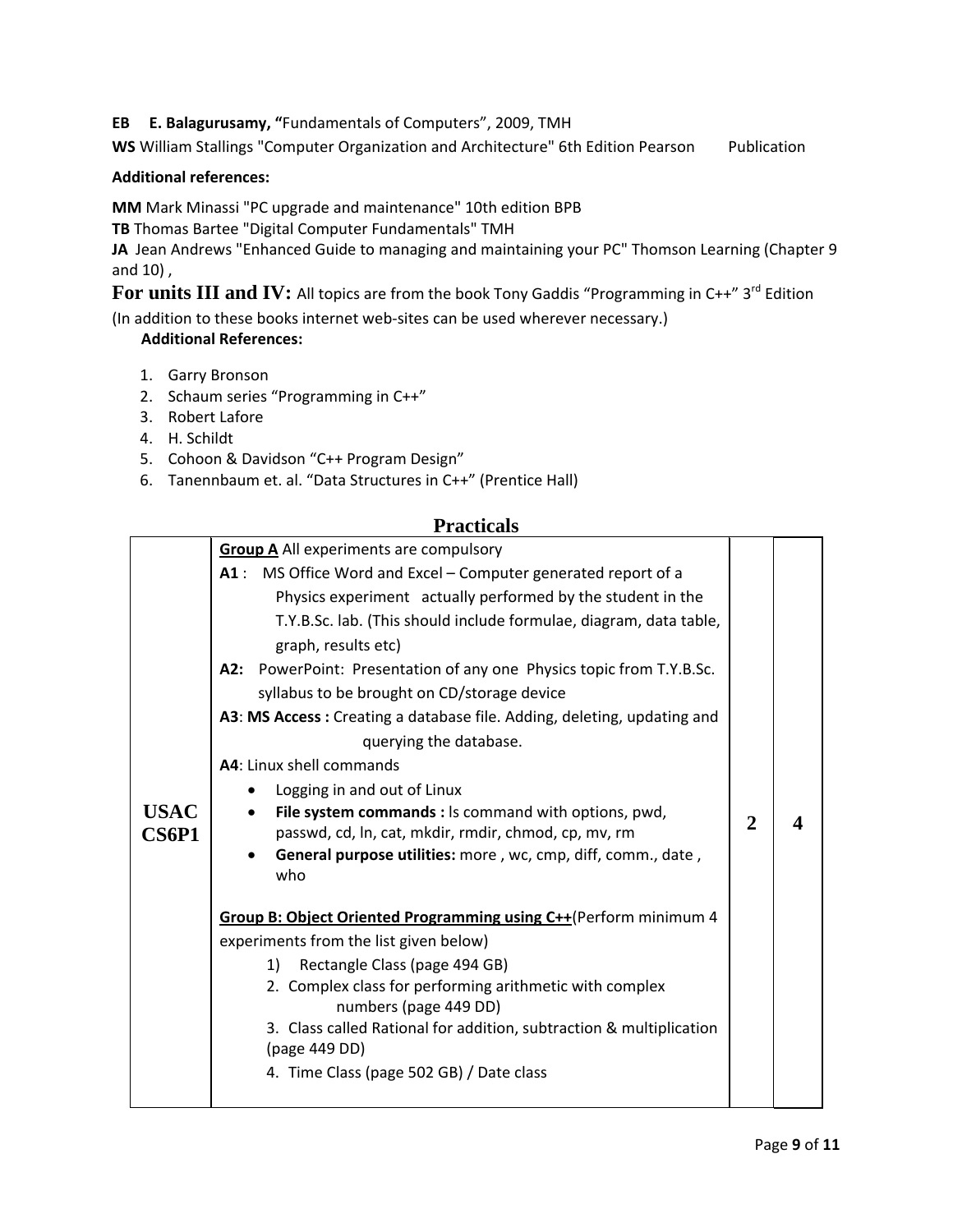**EB E. Balagurusamy, "**Fundamentals of Computers", 2009, TMH

**WS** William Stallings "Computer Organization and Architecture" 6th Edition Pearson Publication

**Additional references:**

**MM** Mark Minassi "PC upgrade and maintenance" 10th edition BPB

**TB** Thomas Bartee "Digital Computer Fundamentals" TMH

**JA** Jean Andrews "Enhanced Guide to managing and maintaining your PC" Thomson Learning (Chapter 9 and 10) ,

**For units III and IV:** All topics are from the book Tony Gaddis "Programming in C++" 3rd Edition

(In addition to these books internet web-sites can be used wherever necessary.)

**Additional References:**

1. Garry Bronson
2. Schaum series "Programming in C++"
3. Robert Lafore
4. H. Schildt
5. Cohoon & Davidson "C++ Program Design"
6. Tanennbaum et. al. "Data Structures in C++" (Prentice Hall)

## Practicals

| | | | |
|---|---|---|---|
| **USAC CS6P1** | **Group A** All experiments are compulsory<br>**A1** : MS Office Word and Excel – Computer generated report of a Physics experiment actually performed by the student in the T.Y.B.Sc. lab. (This should include formulae, diagram, data table, graph, results etc)<br>**A2:** PowerPoint: Presentation of any one Physics topic from T.Y.B.Sc. syllabus to be brought on CD/storage device<br>**A3**: **MS Access :** Creating a database file. Adding, deleting, updating and querying the database.<br>**A4**: Linux shell commands<br>• Logging in and out of Linux<br>• **File system commands :** ls command with options, pwd, passwd, cd, ln, cat, mkdir, rmdir, chmod, cp, mv, rm<br>• **General purpose utilities:** more , wc, cmp, diff, comm., date , who<br><br>**Group B: Object Oriented Programming using C++**(Perform minimum 4 experiments from the list given below)<br>1) Rectangle Class (page 494 GB)<br>2. Complex class for performing arithmetic with complex numbers (page 449 DD)<br>3. Class called Rational for addition, subtraction & multiplication (page 449 DD)<br>4. Time Class (page 502 GB) / Date class | **2** | **4** |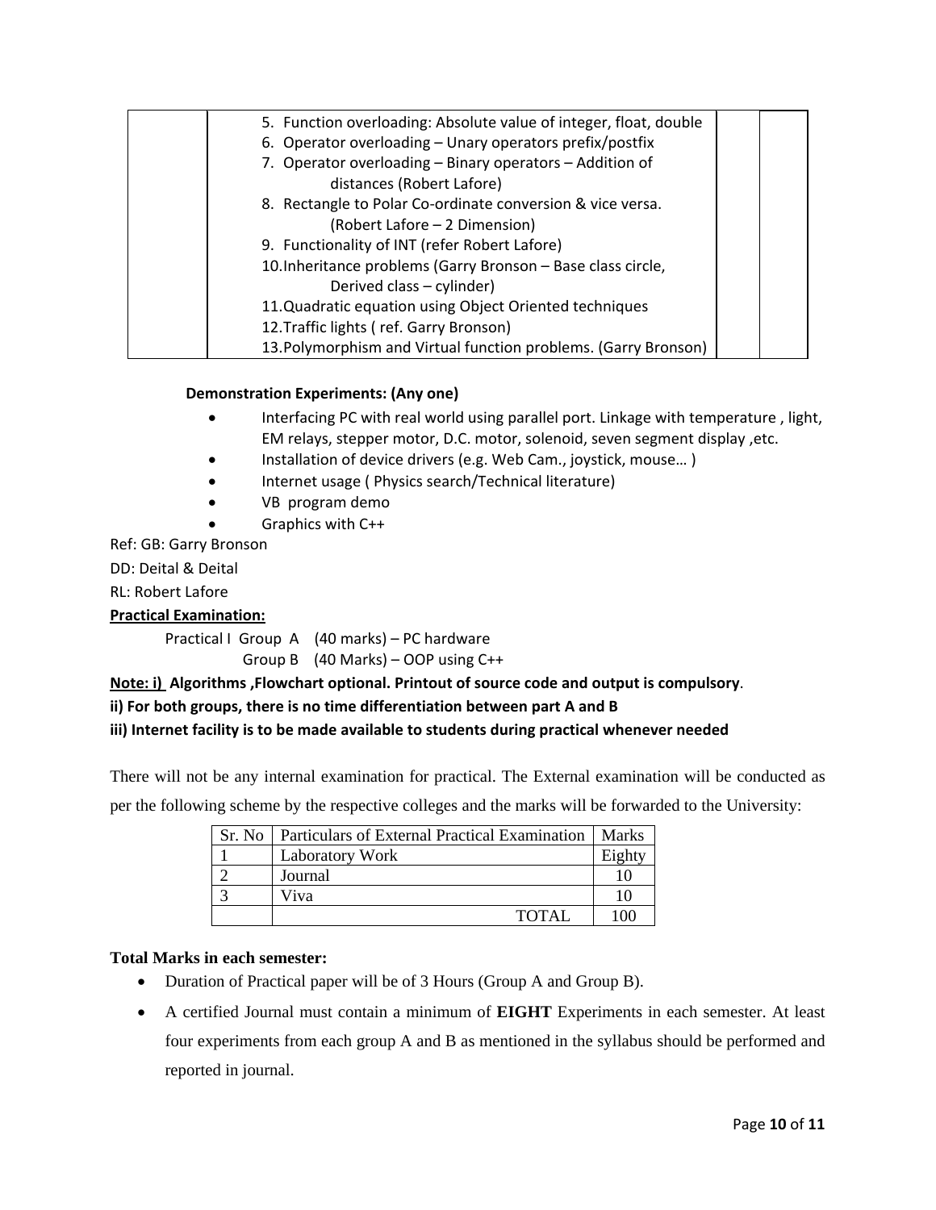| | 5. Function overloading: Absolute value of integer, float, double<br>6. Operator overloading – Unary operators prefix/postfix<br>7. Operator overloading – Binary operators – Addition of distances (Robert Lafore)<br>8. Rectangle to Polar Co-ordinate conversion & vice versa. (Robert Lafore – 2 Dimension)<br>9. Functionality of INT (refer Robert Lafore)<br>10. Inheritance problems (Garry Bronson – Base class circle, Derived class – cylinder)<br>11. Quadratic equation using Object Oriented techniques<br>12. Traffic lights ( ref. Garry Bronson)<br>13. Polymorphism and Virtual function problems. (Garry Bronson) | | |
|---|---|---|---|

**Demonstration Experiments: (Any one)**

- Interfacing PC with real world using parallel port. Linkage with temperature , light, EM relays, stepper motor, D.C. motor, solenoid, seven segment display ,etc.
- Installation of device drivers (e.g. Web Cam., joystick, mouse… )
- Internet usage ( Physics search/Technical literature)
- VB program demo
- Graphics with C++

Ref: GB: Garry Bronson

DD: Deital & Deital

RL: Robert Lafore

**Practical Examination:**

Practical I Group A (40 marks) – PC hardware

Group B (40 Marks) – OOP using C++

**Note: i) Algorithms ,Flowchart optional. Printout of source code and output is compulsory**.

**ii) For both groups, there is no time differentiation between part A and B**

**iii) Internet facility is to be made available to students during practical whenever needed**

There will not be any internal examination for practical. The External examination will be conducted as per the following scheme by the respective colleges and the marks will be forwarded to the University:

| Sr. No | Particulars of External Practical Examination | Marks |
|---|---|---|
| 1 | Laboratory Work | Eighty |
| 2 | Journal | 10 |
| 3 | Viva | 10 |
| | TOTAL | 100 |

**Total Marks in each semester:**

- Duration of Practical paper will be of 3 Hours (Group A and Group B).
- A certified Journal must contain a minimum of **EIGHT** Experiments in each semester. At least four experiments from each group A and B as mentioned in the syllabus should be performed and reported in journal.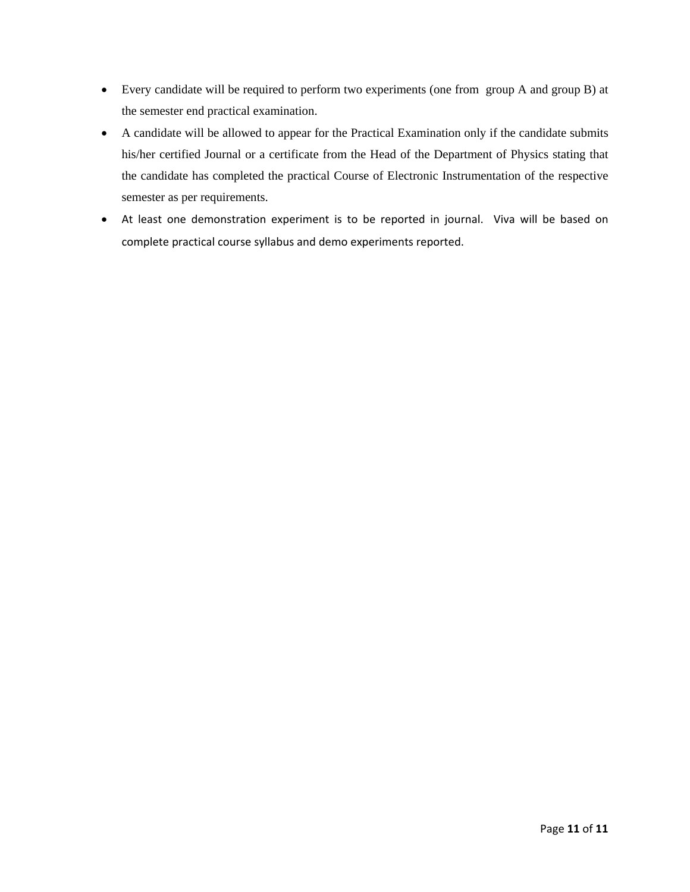- Every candidate will be required to perform two experiments (one from group A and group B) at the semester end practical examination.
- A candidate will be allowed to appear for the Practical Examination only if the candidate submits his/her certified Journal or a certificate from the Head of the Department of Physics stating that the candidate has completed the practical Course of Electronic Instrumentation of the respective semester as per requirements.
- At least one demonstration experiment is to be reported in journal. Viva will be based on complete practical course syllabus and demo experiments reported.